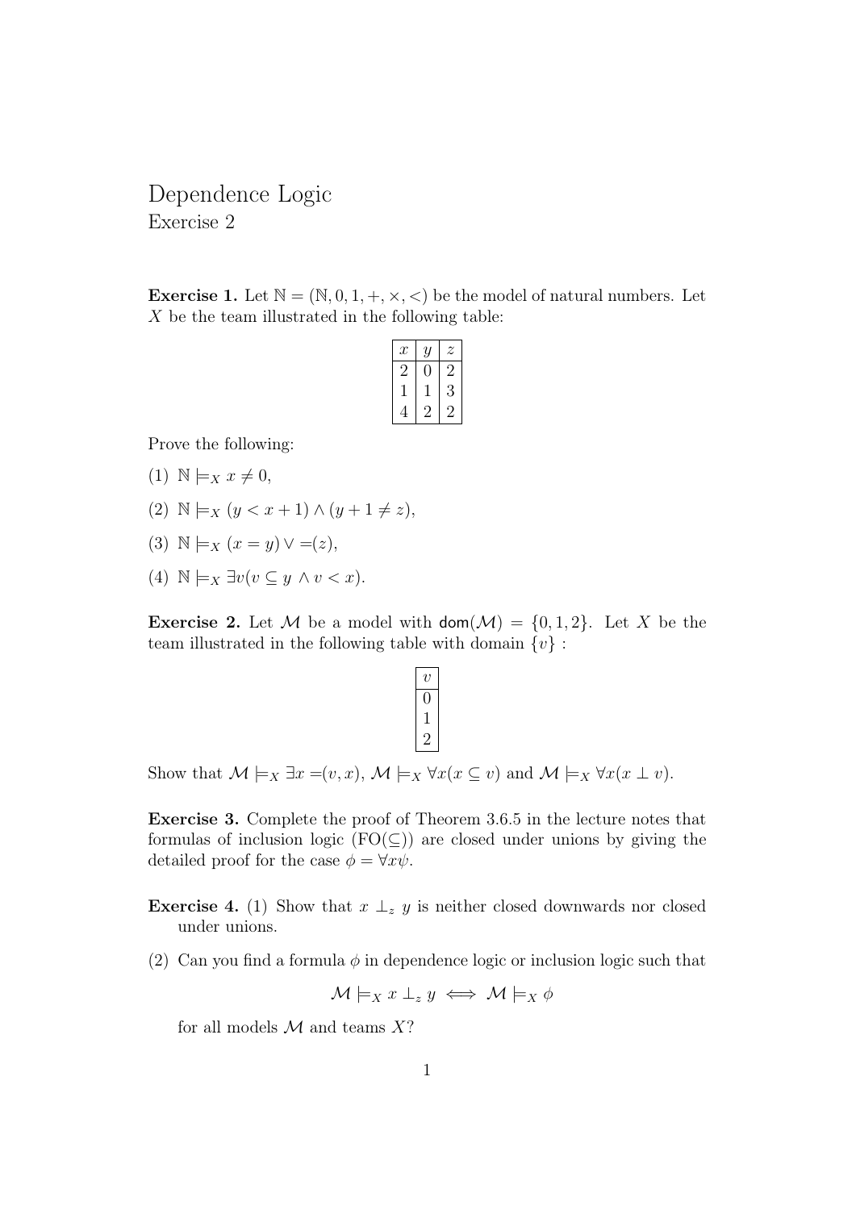# Dependence Logic

Exercise 2

**Exercise 1.** Let $\mathbb{N} = (\mathbb{N}, 0, 1, +, \times, <)$ be the model of natural numbers. Let $X$ be the team illustrated in the following table:

| $x$ | $y$ | $z$ |
|---|---|---|
| 2 | 0 | 2 |
| 1 | 1 | 3 |
| 4 | 2 | 2 |

Prove the following:

(1) $\mathbb{N} \models_X x \neq 0$,

(2) $\mathbb{N} \models_X (y < x + 1) \wedge (y + 1 \neq z)$,

(3) $\mathbb{N} \models_X (x = y) \vee {=}(z)$,

(4) $\mathbb{N} \models_X \exists v(v \subseteq y \wedge v < x)$.

**Exercise 2.** Let $\mathcal{M}$ be a model with $\mathsf{dom}(\mathcal{M}) = \{0, 1, 2\}$. Let $X$ be the team illustrated in the following table with domain $\{v\}$ :

| $v$ |
|---|
| 0 |
| 1 |
| 2 |

Show that $\mathcal{M} \models_X \exists x \, {=}(v, x)$, $\mathcal{M} \models_X \forall x(x \subseteq v)$ and $\mathcal{M} \models_X \forall x(x \perp v)$.

**Exercise 3.** Complete the proof of Theorem 3.6.5 in the lecture notes that formulas of inclusion logic (FO($\subseteq$)) are closed under unions by giving the detailed proof for the case $\phi = \forall x \psi$.

**Exercise 4.** (1) Show that $x \perp_z y$ is neither closed downwards nor closed under unions.

(2) Can you find a formula $\phi$ in dependence logic or inclusion logic such that

$$\mathcal{M} \models_X x \perp_z y \iff \mathcal{M} \models_X \phi$$

for all models $\mathcal{M}$ and teams $X$?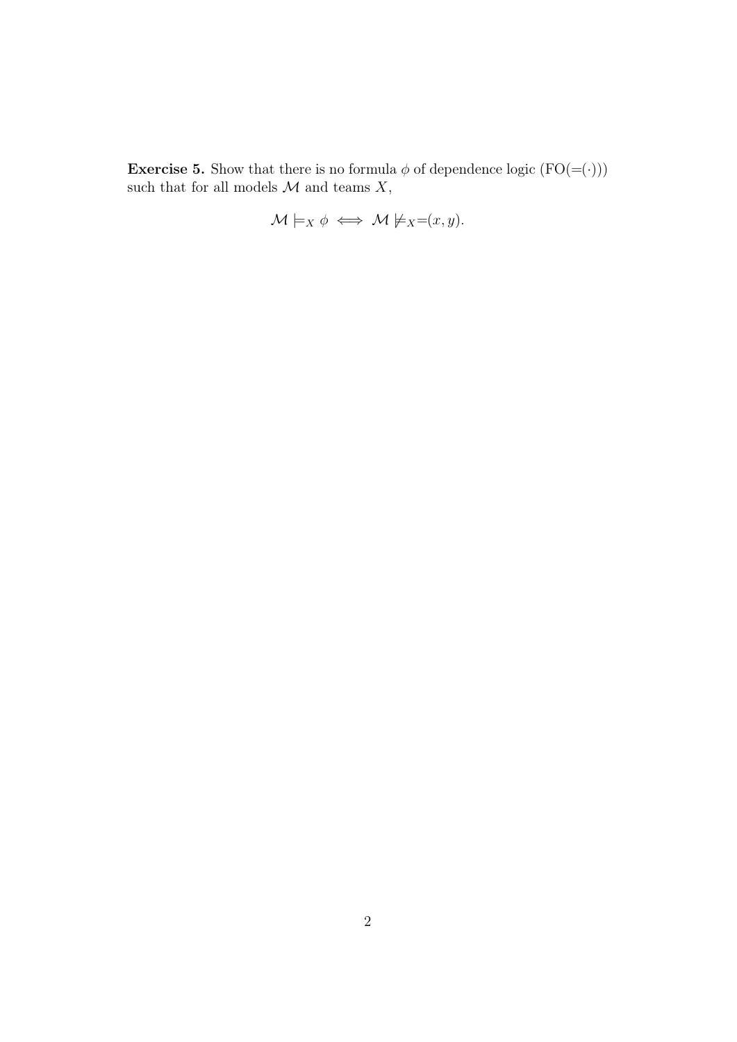**Exercise 5.** Show that there is no formula $\phi$ of dependence logic (FO(=(·))) such that for all models $\mathcal{M}$ and teams $X$,

$$\mathcal{M} \models_X \phi \iff \mathcal{M} \not\models_X =\!(x, y).$$